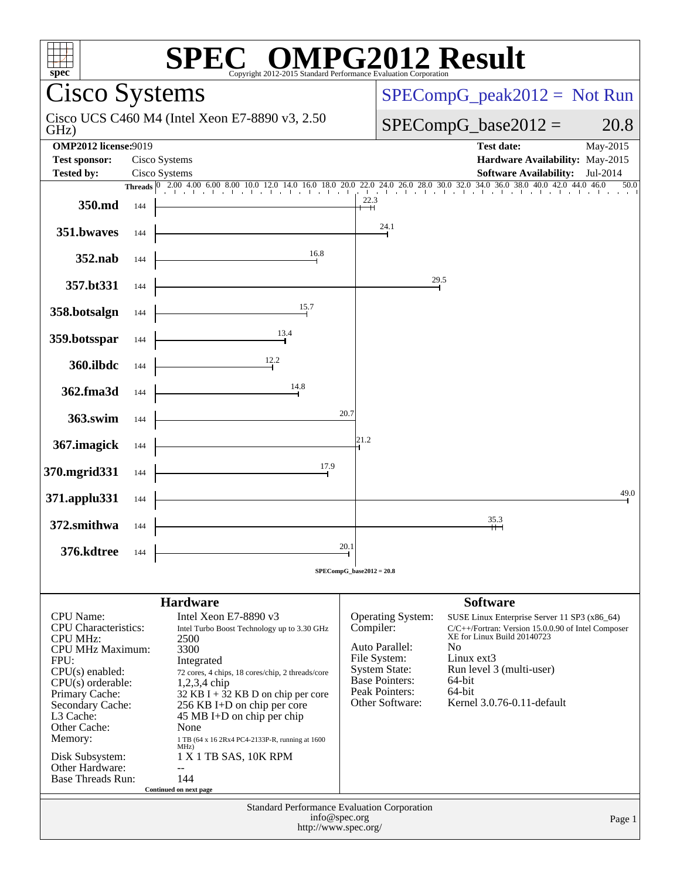# SPEC® OMPG2012 Result

Copyright 2012-2015 Standard Performance Evaluation Corporation

## Cisco Systems

Cisco UCS C460 M4 (Intel Xeon E7-8890 v3, 2.50 GHz)

SPECompG_peak2012 = Not Run

SPECompG_base2012 = 20.8

| | | | |
|---|---|---|---|
| **OMP2012 license:** | 9019 | **Test date:** | May-2015 |
| **Test sponsor:** | Cisco Systems | **Hardware Availability:** | May-2015 |
| **Tested by:** | Cisco Systems | **Software Availability:** | Jul-2014 |

| Benchmark | Threads | Base Ratio |
|---|---|---|
| 350.md | 144 | 22.3 |
| 351.bwaves | 144 | 24.1 |
| 352.nab | 144 | 16.8 |
| 357.bt331 | 144 | 29.5 |
| 358.botsalgn | 144 | 15.7 |
| 359.botsspar | 144 | 13.4 |
| 360.ilbdc | 144 | 12.2 |
| 362.fma3d | 144 | 14.8 |
| 363.swim | 144 | 20.7 |
| 367.imagick | 144 | 21.2 |
| 370.mgrid331 | 144 | 17.9 |
| 371.applu331 | 144 | 49.0 |
| 372.smithwa | 144 | 35.3 |
| 376.kdtree | 144 | 20.1 |

SPECompG_base2012 = 20.8

### Hardware

| | |
|---|---|
| CPU Name: | Intel Xeon E7-8890 v3 |
| CPU Characteristics: | Intel Turbo Boost Technology up to 3.30 GHz |
| CPU MHz: | 2500 |
| CPU MHz Maximum: | 3300 |
| FPU: | Integrated |
| CPU(s) enabled: | 72 cores, 4 chips, 18 cores/chip, 2 threads/core |
| CPU(s) orderable: | 1,2,3,4 chip |
| Primary Cache: | 32 KB I + 32 KB D on chip per core |
| Secondary Cache: | 256 KB I+D on chip per core |
| L3 Cache: | 45 MB I+D on chip per chip |
| Other Cache: | None |
| Memory: | 1 TB (64 x 16 2Rx4 PC4-2133P-R, running at 1600 MHz) |
| Disk Subsystem: | 1 X 1 TB SAS, 10K RPM |
| Other Hardware: | -- |
| Base Threads Run: | 144 |

Continued on next page

### Software

| | |
|---|---|
| Operating System: | SUSE Linux Enterprise Server 11 SP3 (x86_64) |
| Compiler: | C/C++/Fortran: Version 15.0.0.090 of Intel Composer XE for Linux Build 20140723 |
| Auto Parallel: | No |
| File System: | Linux ext3 |
| System State: | Run level 3 (multi-user) |
| Base Pointers: | 64-bit |
| Peak Pointers: | 64-bit |
| Other Software: | Kernel 3.0.76-0.11-default |

Standard Performance Evaluation Corporation
info@spec.org
http://www.spec.org/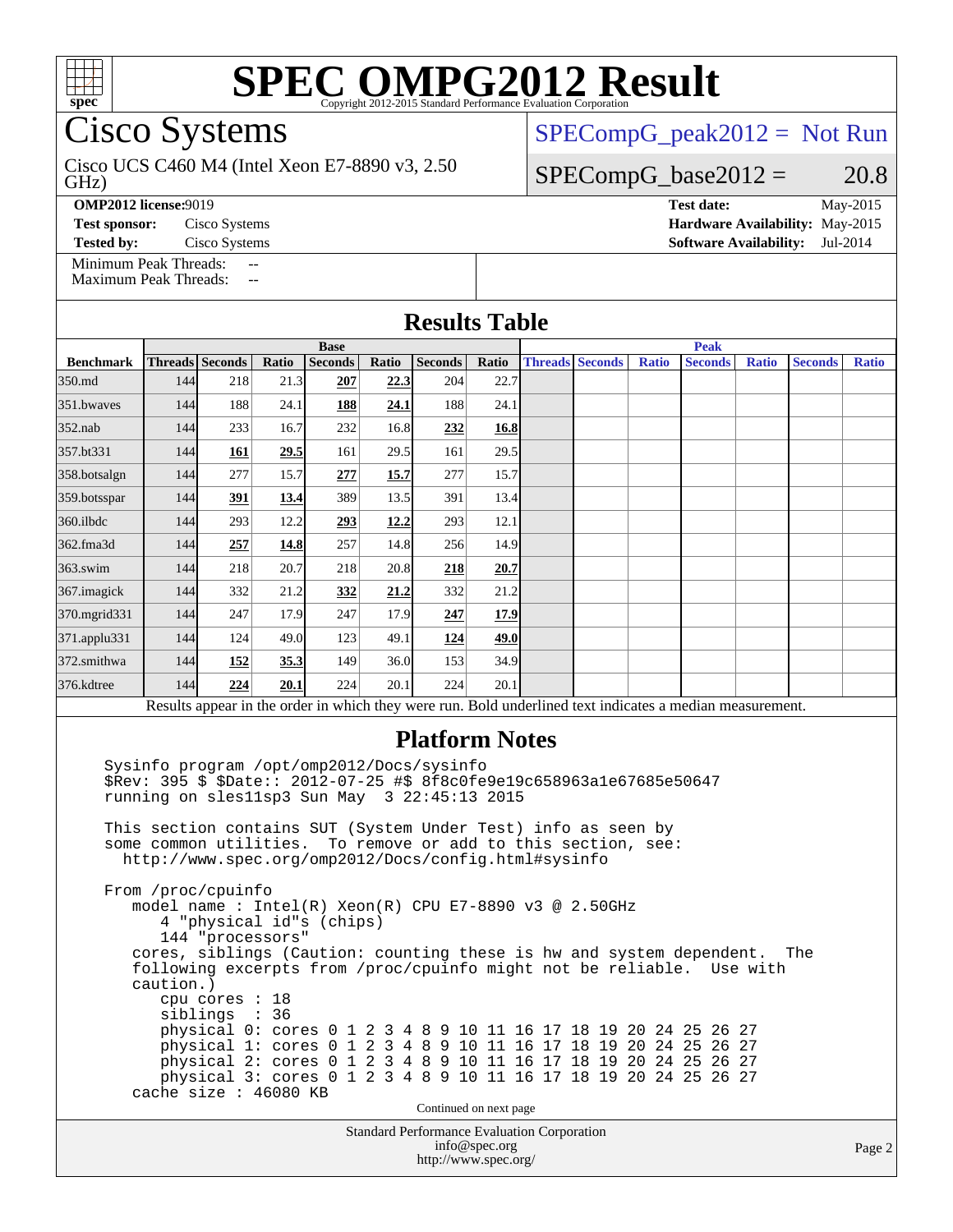# SPEC OMPG2012 Result

Copyright 2012-2015 Standard Performance Evaluation Corporation

## Cisco Systems

Cisco UCS C460 M4 (Intel Xeon E7-8890 v3, 2.50 GHz)

SPECompG_peak2012 = Not Run

SPECompG_base2012 = 20.8

**OMP2012 license:** 9019
**Test sponsor:** Cisco Systems
**Tested by:** Cisco Systems

**Test date:** May-2015
**Hardware Availability:** May-2015
**Software Availability:** Jul-2014

Minimum Peak Threads: --
Maximum Peak Threads: --

## Results Table

| | Base | | | | | | | Peak | | | | | | |
|---|---|---|---|---|---|---|---|---|---|---|---|---|---|---|
| **Benchmark** | **Threads** | **Seconds** | **Ratio** | **Seconds** | **Ratio** | **Seconds** | **Ratio** | **Threads** | **Seconds** | **Ratio** | **Seconds** | **Ratio** | **Seconds** | **Ratio** |
| 350.md | 144 | 218 | 21.3 | **207** | **22.3** | 204 | 22.7 | | | | | | | |
| 351.bwaves | 144 | 188 | 24.1 | **188** | **24.1** | 188 | 24.1 | | | | | | | |
| 352.nab | 144 | 233 | 16.7 | 232 | 16.8 | **232** | **16.8** | | | | | | | |
| 357.bt331 | 144 | **161** | **29.5** | 161 | 29.5 | 161 | 29.5 | | | | | | | |
| 358.botsalgn | 144 | 277 | 15.7 | **277** | **15.7** | 277 | 15.7 | | | | | | | |
| 359.botsspar | 144 | **391** | **13.4** | 389 | 13.5 | 391 | 13.4 | | | | | | | |
| 360.ilbdc | 144 | 293 | 12.2 | **293** | **12.2** | 293 | 12.1 | | | | | | | |
| 362.fma3d | 144 | **257** | **14.8** | 257 | 14.8 | 256 | 14.9 | | | | | | | |
| 363.swim | 144 | 218 | 20.7 | 218 | 20.8 | **218** | **20.7** | | | | | | | |
| 367.imagick | 144 | 332 | 21.2 | **332** | **21.2** | 332 | 21.2 | | | | | | | |
| 370.mgrid331 | 144 | 247 | 17.9 | 247 | 17.9 | **247** | **17.9** | | | | | | | |
| 371.applu331 | 144 | 124 | 49.0 | 123 | 49.1 | **124** | **49.0** | | | | | | | |
| 372.smithwa | 144 | **152** | **35.3** | 149 | 36.0 | 153 | 34.9 | | | | | | | |
| 376.kdtree | 144 | **224** | **20.1** | 224 | 20.1 | 224 | 20.1 | | | | | | | |

Results appear in the order in which they were run. Bold underlined text indicates a median measurement.

## Platform Notes

```
Sysinfo program /opt/omp2012/Docs/sysinfo
$Rev: 395 $ $Date:: 2012-07-25 #$ 8f8c0fe9e19c658963a1e67685e50647
running on sles11sp3 Sun May  3 22:45:13 2015

This section contains SUT (System Under Test) info as seen by
some common utilities.  To remove or add to this section, see:
  http://www.spec.org/omp2012/Docs/config.html#sysinfo

From /proc/cpuinfo
   model name : Intel(R) Xeon(R) CPU E7-8890 v3 @ 2.50GHz
      4 "physical id"s (chips)
      144 "processors"
   cores, siblings (Caution: counting these is hw and system dependent.  The
   following excerpts from /proc/cpuinfo might not be reliable.  Use with
   caution.)
      cpu cores : 18
      siblings  : 36
      physical 0: cores 0 1 2 3 4 8 9 10 11 16 17 18 19 20 24 25 26 27
      physical 1: cores 0 1 2 3 4 8 9 10 11 16 17 18 19 20 24 25 26 27
      physical 2: cores 0 1 2 3 4 8 9 10 11 16 17 18 19 20 24 25 26 27
      physical 3: cores 0 1 2 3 4 8 9 10 11 16 17 18 19 20 24 25 26 27
   cache size : 46080 KB
```

Continued on next page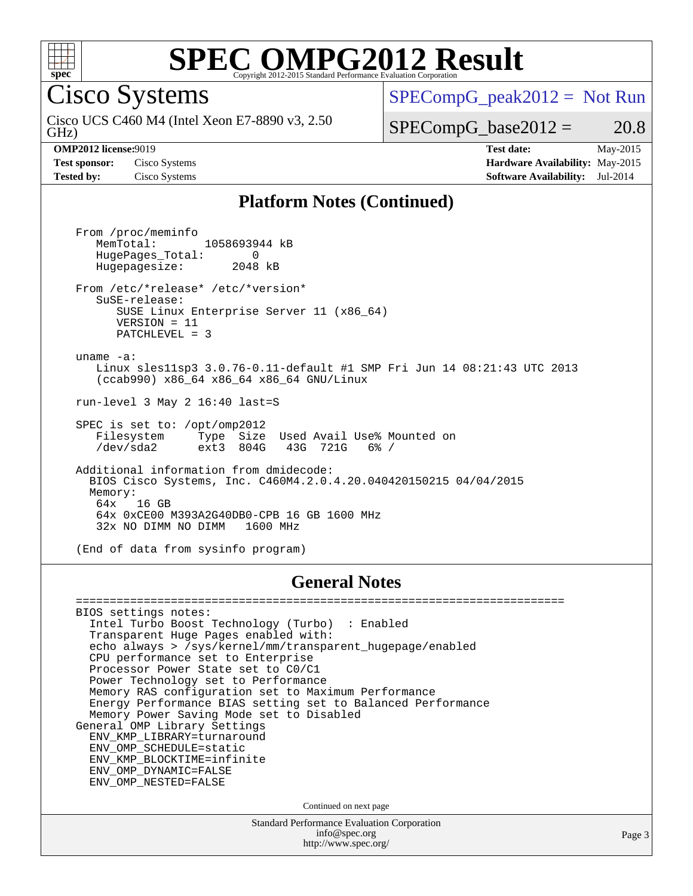# SPEC OMPG2012 Result

Copyright 2012-2015 Standard Performance Evaluation Corporation

## Cisco Systems

Cisco UCS C460 M4 (Intel Xeon E7-8890 v3, 2.50 GHz)

SPECompG_peak2012 = Not Run

SPECompG_base2012 = 20.8

**OMP2012 license:** 9019 | **Test date:** May-2015
**Test sponsor:** Cisco Systems | **Hardware Availability:** May-2015
**Tested by:** Cisco Systems | **Software Availability:** Jul-2014

### Platform Notes (Continued)

```
From /proc/meminfo
   MemTotal:       1058693944 kB
   HugePages_Total:       0
   Hugepagesize:       2048 kB

From /etc/*release* /etc/*version*
   SuSE-release:
      SUSE Linux Enterprise Server 11 (x86_64)
      VERSION = 11
      PATCHLEVEL = 3

uname -a:
   Linux sles11sp3 3.0.76-0.11-default #1 SMP Fri Jun 14 08:21:43 UTC 2013
   (ccab990) x86_64 x86_64 x86_64 GNU/Linux

run-level 3 May 2 16:40 last=S

SPEC is set to: /opt/omp2012
   Filesystem     Type  Size  Used Avail Use% Mounted on
   /dev/sda2      ext3  804G   43G  721G   6% /

Additional information from dmidecode:
  BIOS Cisco Systems, Inc. C460M4.2.0.4.20.040420150215 04/04/2015
  Memory:
   64x   16 GB
   64x 0xCE00 M393A2G40DB0-CPB 16 GB 1600 MHz
   32x NO DIMM NO DIMM   1600 MHz

(End of data from sysinfo program)
```

### General Notes

```
========================================================================
BIOS settings notes:
  Intel Turbo Boost Technology (Turbo)  : Enabled
  Transparent Huge Pages enabled with:
  echo always > /sys/kernel/mm/transparent_hugepage/enabled
  CPU performance set to Enterprise
  Processor Power State set to C0/C1
  Power Technology set to Performance
  Memory RAS configuration set to Maximum Performance
  Energy Performance BIAS setting set to Balanced Performance
  Memory Power Saving Mode set to Disabled
General OMP Library Settings
  ENV_KMP_LIBRARY=turnaround
  ENV_OMP_SCHEDULE=static
  ENV_KMP_BLOCKTIME=infinite
  ENV_OMP_DYNAMIC=FALSE
  ENV_OMP_NESTED=FALSE
```

Continued on next page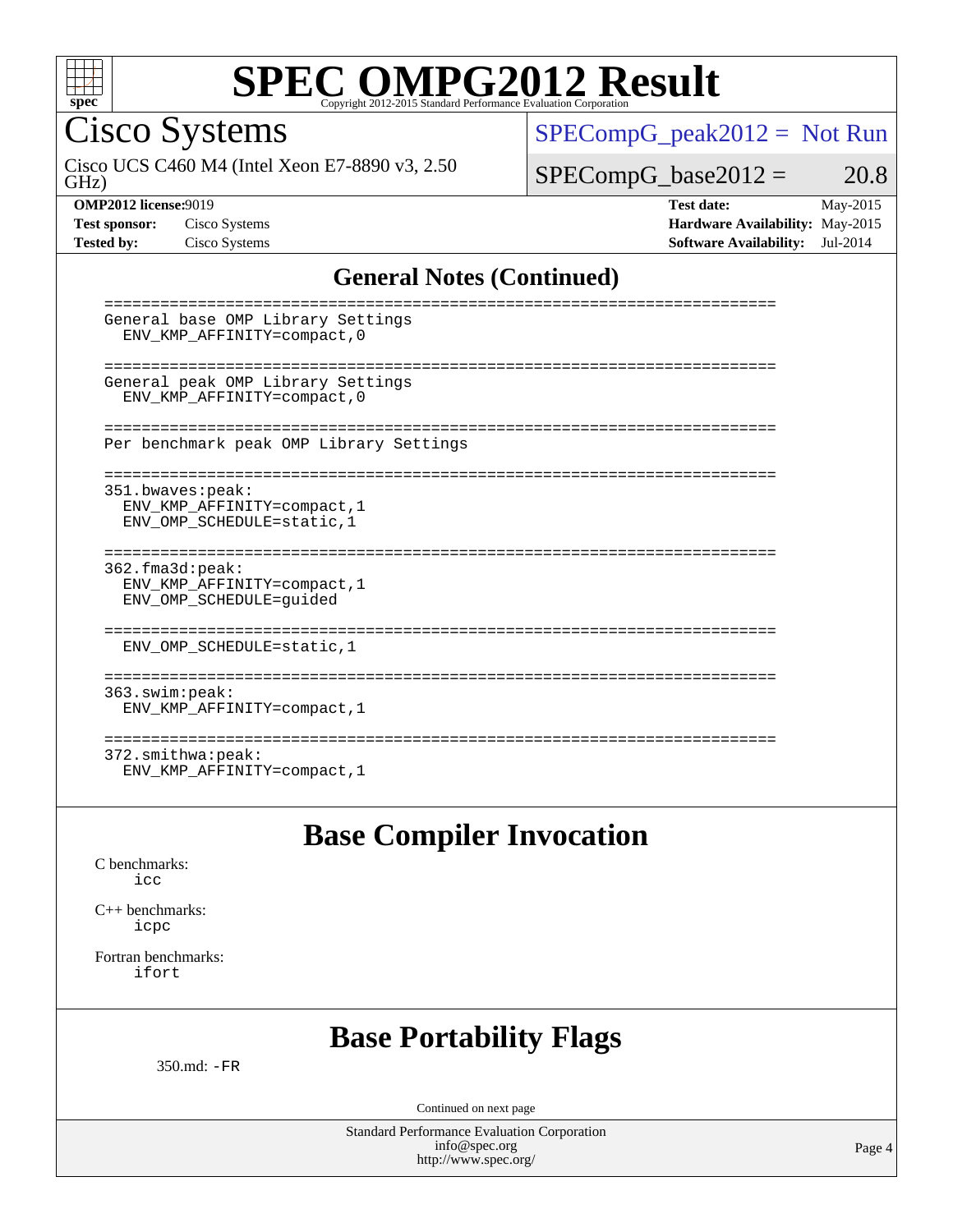## General Notes (Continued)

```
========================================================================
General base OMP Library Settings
  ENV_KMP_AFFINITY=compact,0

========================================================================
General peak OMP Library Settings
  ENV_KMP_AFFINITY=compact,0

========================================================================
Per benchmark peak OMP Library Settings

========================================================================
351.bwaves:peak:
  ENV_KMP_AFFINITY=compact,1
  ENV_OMP_SCHEDULE=static,1

========================================================================
362.fma3d:peak:
  ENV_KMP_AFFINITY=compact,1
  ENV_OMP_SCHEDULE=guided

========================================================================
  ENV_OMP_SCHEDULE=static,1

========================================================================
363.swim:peak:
  ENV_KMP_AFFINITY=compact,1

========================================================================
372.smithwa:peak:
  ENV_KMP_AFFINITY=compact,1
```

# Base Compiler Invocation

C benchmarks:
    icc

C++ benchmarks:
    icpc

Fortran benchmarks:
    ifort

# Base Portability Flags

350.md: -FR

Continued on next page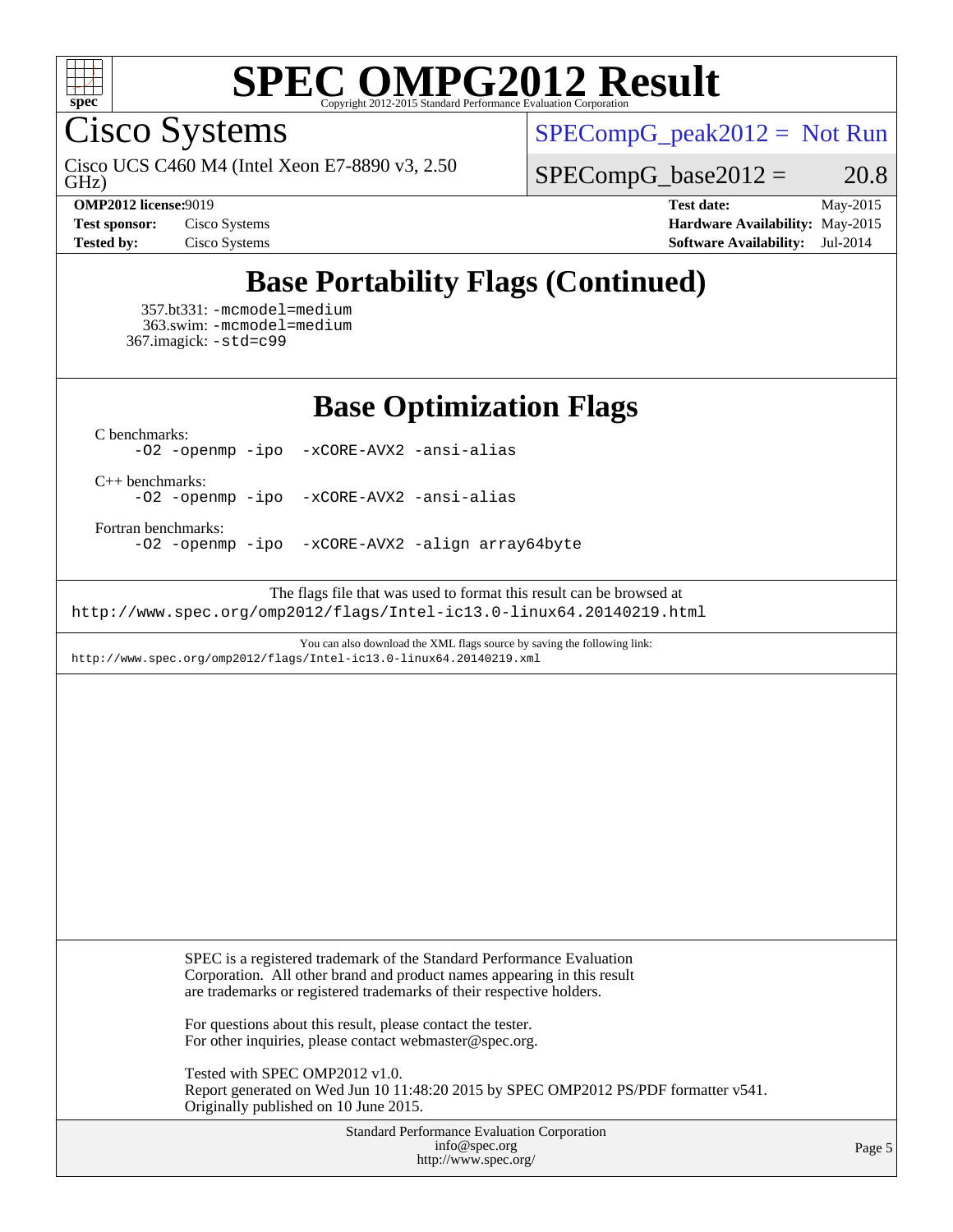# Base Portability Flags (Continued)

357.bt331: -mcmodel=medium
363.swim: -mcmodel=medium
367.imagick: -std=c99

# Base Optimization Flags

C benchmarks:
-O2 -openmp -ipo -xCORE-AVX2 -ansi-alias

C++ benchmarks:
-O2 -openmp -ipo -xCORE-AVX2 -ansi-alias

Fortran benchmarks:
-O2 -openmp -ipo -xCORE-AVX2 -align array64byte

The flags file that was used to format this result can be browsed at
http://www.spec.org/omp2012/flags/Intel-ic13.0-linux64.20140219.html

You can also download the XML flags source by saving the following link:
http://www.spec.org/omp2012/flags/Intel-ic13.0-linux64.20140219.xml

SPEC is a registered trademark of the Standard Performance Evaluation Corporation. All other brand and product names appearing in this result are trademarks or registered trademarks of their respective holders.

For questions about this result, please contact the tester.
For other inquiries, please contact webmaster@spec.org.

Tested with SPEC OMP2012 v1.0.
Report generated on Wed Jun 10 11:48:20 2015 by SPEC OMP2012 PS/PDF formatter v541.
Originally published on 10 June 2015.